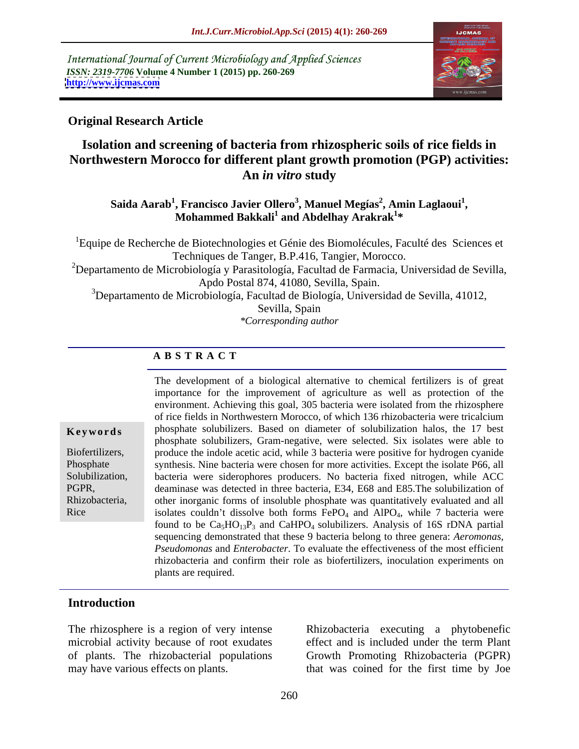International Journal of Current Microbiology and Applied Sciences
*ISSN: 2319-7706* **Volume 4 Number 1 (2015) pp. 260-269**
**http://www.ijcmas.com**

**Original Research Article**

# Isolation and screening of bacteria from rhizospheric soils of rice fields in Northwestern Morocco for different plant growth promotion (PGP) activities: An *in vitro* study

**Saida Aarab[1], Francisco Javier Ollero[3], Manuel Megías[2], Amin Laglaoui[1], Mohammed Bakkali[1] and Abdelhay Arakrak[1]\***

[1]Equipe de Recherche de Biotechnologies et Génie des Biomolécules, Faculté des Sciences et Techniques de Tanger, B.P.416, Tangier, Morocco.

[2]Departamento de Microbiología y Parasitología, Facultad de Farmacia, Universidad de Sevilla, Apdo Postal 874, 41080, Sevilla, Spain.

[3]Departamento de Microbiología, Facultad de Biología, Universidad de Sevilla, 41012, Sevilla, Spain

*\*Corresponding author*

## ABSTRACT

**Keywords**

Biofertilizers, Phosphate Solubilization, PGPR, Rhizobacteria, Rice

The development of a biological alternative to chemical fertilizers is of great importance for the improvement of agriculture as well as protection of the environment. Achieving this goal, 305 bacteria were isolated from the rhizosphere of rice fields in Northwestern Morocco, of which 136 rhizobacteria were tricalcium phosphate solubilizers. Based on diameter of solubilization halos, the 17 best phosphate solubilizers, Gram-negative, were selected. Six isolates were able to produce the indole acetic acid, while 3 bacteria were positive for hydrogen cyanide synthesis. Nine bacteria were chosen for more activities. Except the isolate P66, all bacteria were siderophores producers. No bacteria fixed nitrogen, while ACC deaminase was detected in three bacteria, E34, E68 and E85.The solubilization of other inorganic forms of insoluble phosphate was quantitatively evaluated and all isolates couldn't dissolve both forms $FePO_4$ and $AlPO_4$, while 7 bacteria were found to be $Ca_5HO_{13}P_3$ and $CaHPO_4$ solubilizers. Analysis of 16S rDNA partial sequencing demonstrated that these 9 bacteria belong to three genera: *Aeromonas*, *Pseudomonas* and *Enterobacter*. To evaluate the effectiveness of the most efficient rhizobacteria and confirm their role as biofertilizers, inoculation experiments on plants are required.

## Introduction

The rhizosphere is a region of very intense microbial activity because of root exudates of plants. The rhizobacterial populations may have various effects on plants.

Rhizobacteria executing a phytobenefic effect and is included under the term Plant Growth Promoting Rhizobacteria (PGPR) that was coined for the first time by Joe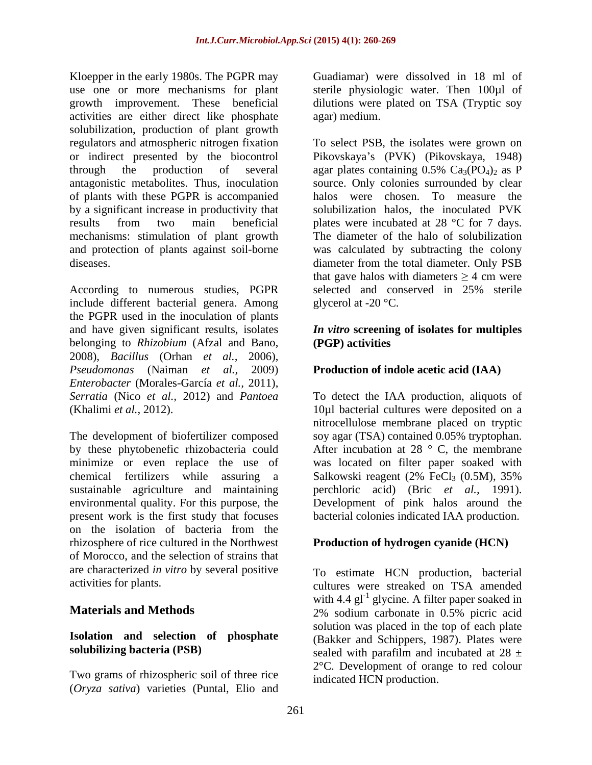Kloepper in the early 1980s. The PGPR may use one or more mechanisms for plant growth improvement. These beneficial activities are either direct like phosphate solubilization, production of plant growth regulators and atmospheric nitrogen fixation or indirect presented by the biocontrol through the production of several antagonistic metabolites. Thus, inoculation of plants with these PGPR is accompanied by a significant increase in productivity that results from two main beneficial mechanisms: stimulation of plant growth and protection of plants against soil-borne diseases.

According to numerous studies, PGPR include different bacterial genera. Among the PGPR used in the inoculation of plants and have given significant results, isolates belonging to *Rhizobium* (Afzal and Bano, 2008), *Bacillus* (Orhan *et al.,* 2006), *Pseudomonas* (Naiman *et al.,* 2009) *Enterobacter* (Morales-García *et al.,* 2011), *Serratia* (Nico *et al.,* 2012) and *Pantoea* (Khalimi *et al.,* 2012).

The development of biofertilizer composed by these phytobenefic rhizobacteria could minimize or even replace the use of chemical fertilizers while assuring a sustainable agriculture and maintaining environmental quality. For this purpose, the present work is the first study that focuses on the isolation of bacteria from the rhizosphere of rice cultured in the Northwest of Morocco, and the selection of strains that are characterized *in vitro* by several positive activities for plants.

## Materials and Methods

### Isolation and selection of phosphate solubilizing bacteria (PSB)

Two grams of rhizospheric soil of three rice (*Oryza sativa*) varieties (Puntal, Elio and Guadiamar) were dissolved in 18 ml of sterile physiologic water. Then 100µl of dilutions were plated on TSA (Tryptic soy agar) medium.

To select PSB, the isolates were grown on Pikovskaya's (PVK) (Pikovskaya, 1948) agar plates containing 0.5% $Ca_3(PO_4)_2$ as P source. Only colonies surrounded by clear halos were chosen. To measure the solubilization halos, the inoculated PVK plates were incubated at 28 °C for 7 days. The diameter of the halo of solubilization was calculated by subtracting the colony diameter from the total diameter. Only PSB that gave halos with diameters $\geq$ 4 cm were selected and conserved in 25% sterile glycerol at -20 °C.

### *In vitro* screening of isolates for multiples (PGP) activities

#### Production of indole acetic acid (IAA)

To detect the IAA production, aliquots of 10µl bacterial cultures were deposited on a nitrocellulose membrane placed on tryptic soy agar (TSA) contained 0.05% tryptophan. After incubation at 28 ° C, the membrane was located on filter paper soaked with Salkowski reagent (2% $FeCl_3$ (0.5M), 35% perchloric acid) (Bric *et al.,* 1991). Development of pink halos around the bacterial colonies indicated IAA production.

#### Production of hydrogen cyanide (HCN)

To estimate HCN production, bacterial cultures were streaked on TSA amended with 4.4 $gl^{-1}$ glycine. A filter paper soaked in 2% sodium carbonate in 0.5% picric acid solution was placed in the top of each plate (Bakker and Schippers, 1987). Plates were sealed with parafilm and incubated at 28 $\pm$ 2°C. Development of orange to red colour indicated HCN production.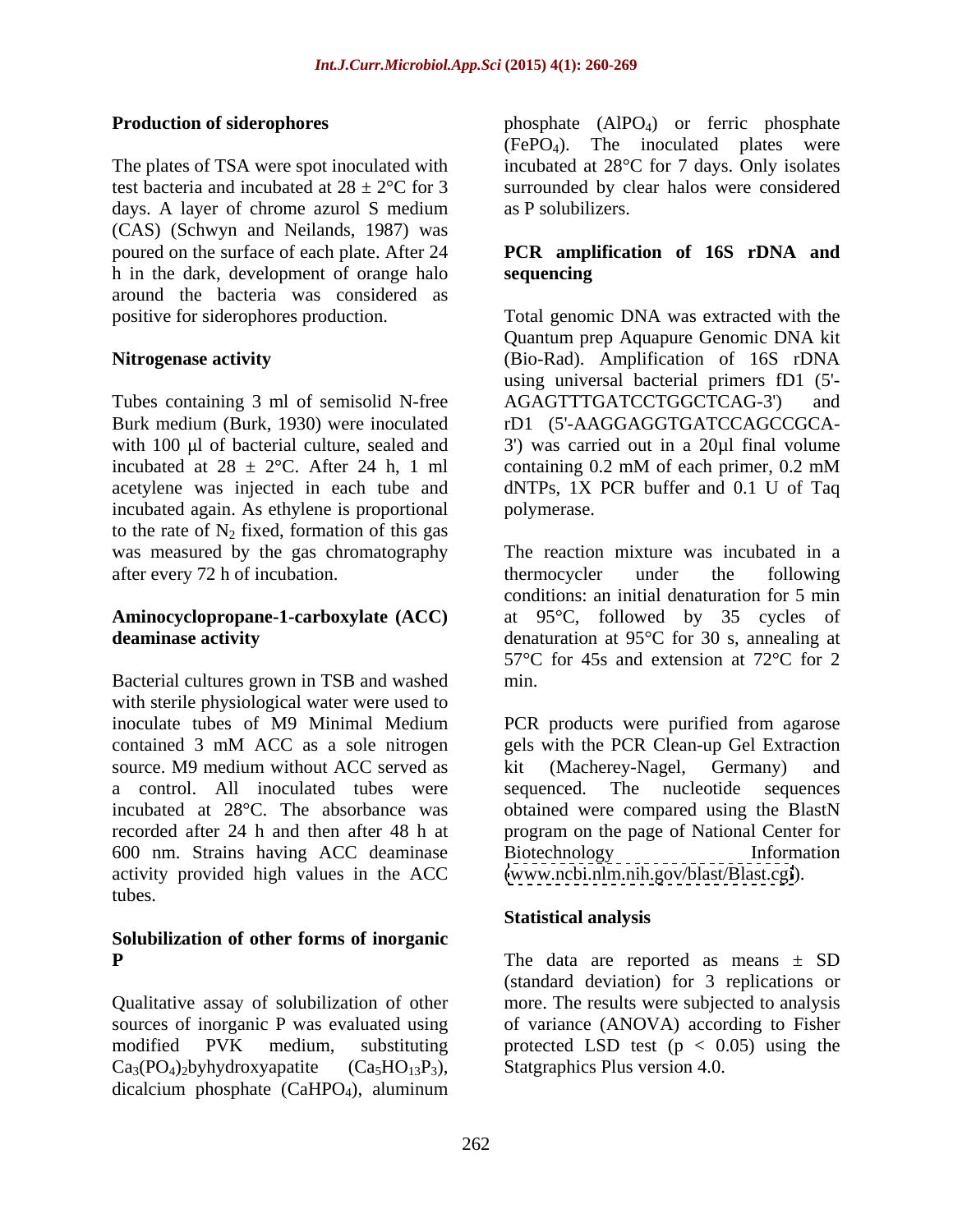### Production of siderophores

The plates of TSA were spot inoculated with test bacteria and incubated at 28 ± 2°C for 3 days. A layer of chrome azurol S medium (CAS) (Schwyn and Neilands, 1987) was poured on the surface of each plate. After 24 h in the dark, development of orange halo around the bacteria was considered as positive for siderophores production.

### Nitrogenase activity

Tubes containing 3 ml of semisolid N-free Burk medium (Burk, 1930) were inoculated with 100 µl of bacterial culture, sealed and incubated at 28 ± 2°C. After 24 h, 1 ml acetylene was injected in each tube and incubated again. As ethylene is proportional to the rate of $N_2$ fixed, formation of this gas was measured by the gas chromatography after every 72 h of incubation.

### Aminocyclopropane-1-carboxylate (ACC) deaminase activity

Bacterial cultures grown in TSB and washed with sterile physiological water were used to inoculate tubes of M9 Minimal Medium contained 3 mM ACC as a sole nitrogen source. M9 medium without ACC served as a control. All inoculated tubes were incubated at 28°C. The absorbance was recorded after 24 h and then after 48 h at 600 nm. Strains having ACC deaminase activity provided high values in the ACC tubes.

### Solubilization of other forms of inorganic P

Qualitative assay of solubilization of other sources of inorganic P was evaluated using modified PVK medium, substituting $Ca_3(PO_4)_2$byhydroxyapatite ($Ca_5HO_{13}P_3$), dicalcium phosphate ($CaHPO_4$), aluminum phosphate ($AlPO_4$) or ferric phosphate ($FePO_4$). The inoculated plates were incubated at 28°C for 7 days. Only isolates surrounded by clear halos were considered as P solubilizers.

### PCR amplification of 16S rDNA and sequencing

Total genomic DNA was extracted with the Quantum prep Aquapure Genomic DNA kit (Bio-Rad). Amplification of 16S rDNA using universal bacterial primers fD1 (5'-AGAGTTTGATCCTGGCTCAG-3') and rD1 (5'-AAGGAGGTGATCCAGCCGCA-3') was carried out in a 20µl final volume containing 0.2 mM of each primer, 0.2 mM dNTPs, 1X PCR buffer and 0.1 U of Taq polymerase.

The reaction mixture was incubated in a thermocycler under the following conditions: an initial denaturation for 5 min at 95°C, followed by 35 cycles of denaturation at 95°C for 30 s, annealing at 57°C for 45s and extension at 72°C for 2 min.

PCR products were purified from agarose gels with the PCR Clean-up Gel Extraction kit (Macherey-Nagel, Germany) and sequenced. The nucleotide sequences obtained were compared using the BlastN program on the page of National Center for Biotechnology Information (www.ncbi.nlm.nih.gov/blast/Blast.cgi).

### Statistical analysis

The data are reported as means ± SD (standard deviation) for 3 replications or more. The results were subjected to analysis of variance (ANOVA) according to Fisher protected LSD test ($p < 0.05$) using the Statgraphics Plus version 4.0.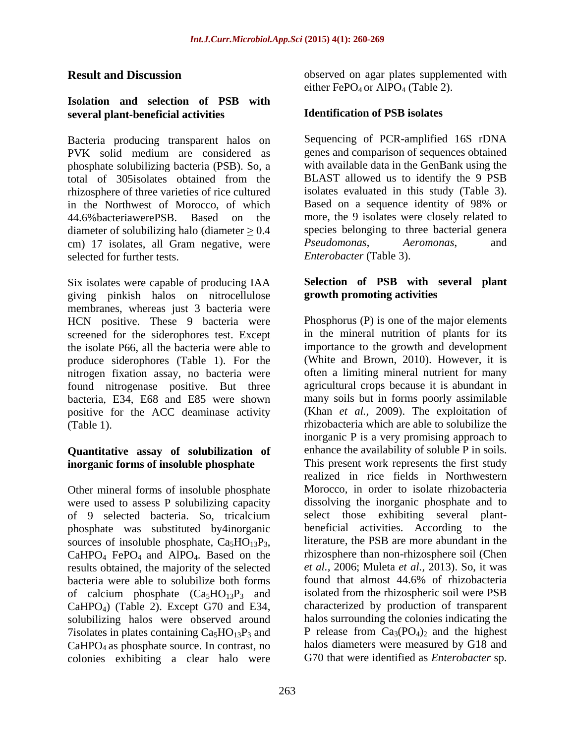## Result and Discussion

### Isolation and selection of PSB with several plant-beneficial activities

Bacteria producing transparent halos on PVK solid medium are considered as phosphate solubilizing bacteria (PSB). So, a total of 305isolates obtained from the rhizosphere of three varieties of rice cultured in the Northwest of Morocco, of which 44.6%bacteriawerePSB. Based on the diameter of solubilizing halo (diameter ≥ 0.4 cm) 17 isolates, all Gram negative, were selected for further tests.

Six isolates were capable of producing IAA giving pinkish halos on nitrocellulose membranes, whereas just 3 bacteria were HCN positive. These 9 bacteria were screened for the siderophores test. Except the isolate P66, all the bacteria were able to produce siderophores (Table 1). For the nitrogen fixation assay, no bacteria were found nitrogenase positive. But three bacteria, E34, E68 and E85 were shown positive for the ACC deaminase activity (Table 1).

### Quantitative assay of solubilization of inorganic forms of insoluble phosphate

Other mineral forms of insoluble phosphate were used to assess P solubilizing capacity of 9 selected bacteria. So, tricalcium phosphate was substituted by4inorganic sources of insoluble phosphate, $Ca_5HO_{13}P_3$, $CaHPO_4$ $FePO_4$ and $AlPO_4$. Based on the results obtained, the majority of the selected bacteria were able to solubilize both forms of calcium phosphate ($Ca_5HO_{13}P_3$ and $CaHPO_4$) (Table 2). Except G70 and E34, solubilizing halos were observed around 7isolates in plates containing $Ca_5HO_{13}P_3$ and $CaHPO_4$ as phosphate source. In contrast, no colonies exhibiting a clear halo were observed on agar plates supplemented with either $FePO_4$ or $AlPO_4$ (Table 2).

### Identification of PSB isolates

Sequencing of PCR-amplified 16S rDNA genes and comparison of sequences obtained with available data in the GenBank using the BLAST allowed us to identify the 9 PSB isolates evaluated in this study (Table 3). Based on a sequence identity of 98% or more, the 9 isolates were closely related to species belonging to three bacterial genera *Pseudomonas*, *Aeromonas*, and *Enterobacter* (Table 3).

### Selection of PSB with several plant growth promoting activities

Phosphorus (P) is one of the major elements in the mineral nutrition of plants for its importance to the growth and development (White and Brown, 2010). However, it is often a limiting mineral nutrient for many agricultural crops because it is abundant in many soils but in forms poorly assimilable (Khan *et al.,* 2009). The exploitation of rhizobacteria which are able to solubilize the inorganic P is a very promising approach to enhance the availability of soluble P in soils. This present work represents the first study realized in rice fields in Northwestern Morocco, in order to isolate rhizobacteria dissolving the inorganic phosphate and to select those exhibiting several plant-beneficial activities. According to the literature, the PSB are more abundant in the rhizosphere than non-rhizosphere soil (Chen *et al.,* 2006; Muleta *et al.,* 2013). So, it was found that almost 44.6% of rhizobacteria isolated from the rhizospheric soil were PSB characterized by production of transparent halos surrounding the colonies indicating the P release from $Ca_3(PO_4)_2$ and the highest halos diameters were measured by G18 and G70 that were identified as *Enterobacter* sp.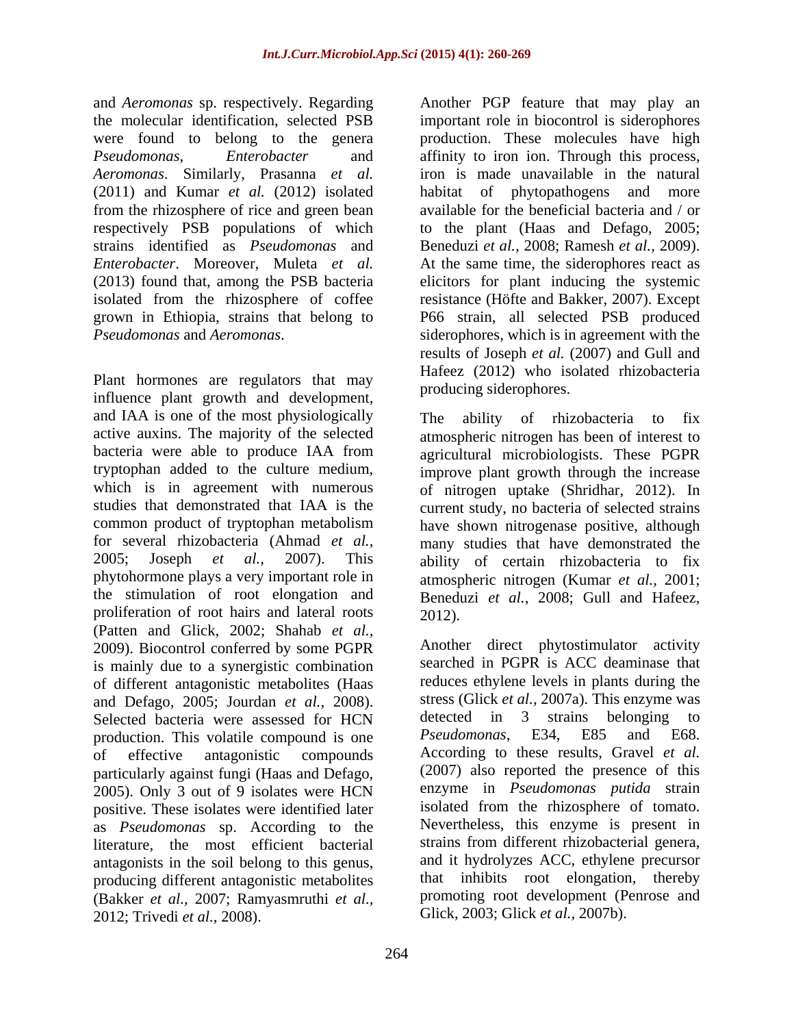and *Aeromonas* sp. respectively. Regarding the molecular identification, selected PSB were found to belong to the genera *Pseudomonas*, *Enterobacter* and *Aeromonas*. Similarly, Prasanna *et al.* (2011) and Kumar *et al.* (2012) isolated from the rhizosphere of rice and green bean respectively PSB populations of which strains identified as *Pseudomonas* and *Enterobacter*. Moreover, Muleta *et al.* (2013) found that, among the PSB bacteria isolated from the rhizosphere of coffee grown in Ethiopia, strains that belong to *Pseudomonas* and *Aeromonas*.

Plant hormones are regulators that may influence plant growth and development, and IAA is one of the most physiologically active auxins. The majority of the selected bacteria were able to produce IAA from tryptophan added to the culture medium, which is in agreement with numerous studies that demonstrated that IAA is the common product of tryptophan metabolism for several rhizobacteria (Ahmad *et al.,* 2005; Joseph *et al.,* 2007). This phytohormone plays a very important role in the stimulation of root elongation and proliferation of root hairs and lateral roots (Patten and Glick, 2002; Shahab *et al.,* 2009). Biocontrol conferred by some PGPR is mainly due to a synergistic combination of different antagonistic metabolites (Haas and Defago, 2005; Jourdan *et al.,* 2008). Selected bacteria were assessed for HCN production. This volatile compound is one of effective antagonistic compounds particularly against fungi (Haas and Defago, 2005). Only 3 out of 9 isolates were HCN positive. These isolates were identified later as *Pseudomonas* sp. According to the literature, the most efficient bacterial antagonists in the soil belong to this genus, producing different antagonistic metabolites (Bakker *et al.,* 2007; Ramyasmruthi *et al.,* 2012; Trivedi *et al.*, 2008).

Another PGP feature that may play an important role in biocontrol is siderophores production. These molecules have high affinity to iron ion. Through this process, iron is made unavailable in the natural habitat of phytopathogens and more available for the beneficial bacteria and / or to the plant (Haas and Defago, 2005; Beneduzi *et al.,* 2008; Ramesh *et al.,* 2009). At the same time, the siderophores react as elicitors for plant inducing the systemic resistance (Höfte and Bakker, 2007). Except P66 strain, all selected PSB produced siderophores, which is in agreement with the results of Joseph *et al.* (2007) and Gull and Hafeez (2012) who isolated rhizobacteria producing siderophores.

The ability of rhizobacteria to fix atmospheric nitrogen has been of interest to agricultural microbiologists. These PGPR improve plant growth through the increase of nitrogen uptake (Shridhar, 2012). In current study, no bacteria of selected strains have shown nitrogenase positive, although many studies that have demonstrated the ability of certain rhizobacteria to fix atmospheric nitrogen (Kumar *et al.,* 2001; Beneduzi *et al.,* 2008; Gull and Hafeez, 2012).

Another direct phytostimulator activity searched in PGPR is ACC deaminase that reduces ethylene levels in plants during the stress (Glick *et al.*, 2007a). This enzyme was detected in 3 strains belonging to *Pseudomonas*, E34, E85 and E68. According to these results, Gravel *et al.* (2007) also reported the presence of this enzyme in *Pseudomonas putida* strain isolated from the rhizosphere of tomato. Nevertheless, this enzyme is present in strains from different rhizobacterial genera, and it hydrolyzes ACC, ethylene precursor that inhibits root elongation, thereby promoting root development (Penrose and Glick, 2003; Glick *et al.,* 2007b).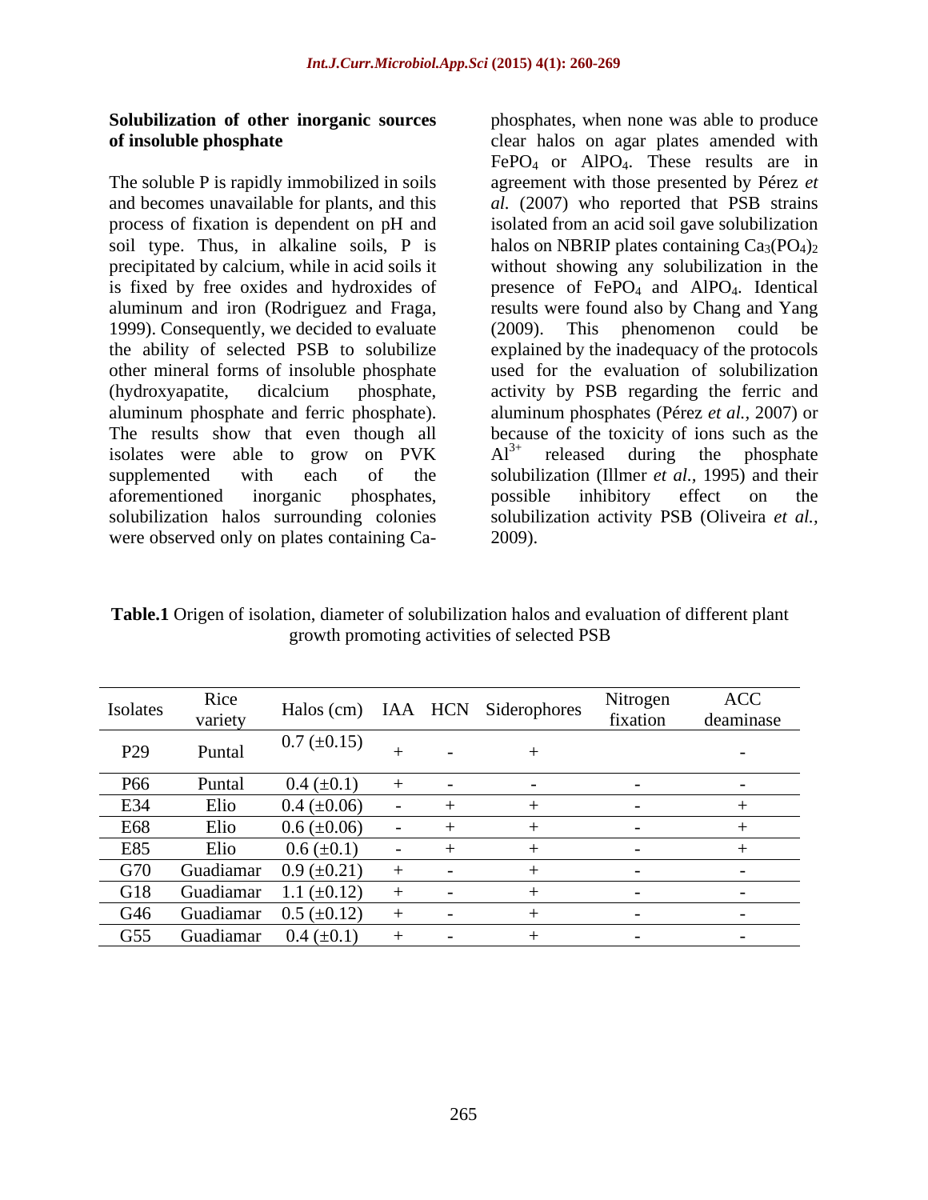**Solubilization of other inorganic sources of insoluble phosphate**

The soluble P is rapidly immobilized in soils and becomes unavailable for plants, and this process of fixation is dependent on pH and soil type. Thus, in alkaline soils, P is precipitated by calcium, while in acid soils it is fixed by free oxides and hydroxides of aluminum and iron (Rodriguez and Fraga, 1999). Consequently, we decided to evaluate the ability of selected PSB to solubilize other mineral forms of insoluble phosphate (hydroxyapatite, dicalcium phosphate, aluminum phosphate and ferric phosphate). The results show that even though all isolates were able to grow on PVK supplemented with each of the aforementioned inorganic phosphates, solubilization halos surrounding colonies were observed only on plates containing Ca-phosphates, when none was able to produce clear halos on agar plates amended with $FePO_4$ or $AlPO_4$. These results are in agreement with those presented by Pérez *et al.* (2007) who reported that PSB strains isolated from an acid soil gave solubilization halos on NBRIP plates containing $Ca_3(PO_4)_2$ without showing any solubilization in the presence of $FePO_4$ and $AlPO_4$. Identical results were found also by Chang and Yang (2009). This phenomenon could be explained by the inadequacy of the protocols used for the evaluation of solubilization activity by PSB regarding the ferric and aluminum phosphates (Pérez *et al.,* 2007) or because of the toxicity of ions such as the $Al^{3+}$ released during the phosphate solubilization (Illmer *et al.,* 1995) and their possible inhibitory effect on the solubilization activity PSB (Oliveira *et al.,* 2009).

**Table.1** Origen of isolation, diameter of solubilization halos and evaluation of different plant growth promoting activities of selected PSB

| Isolates | Rice variety | Halos (cm) | IAA | HCN | Siderophores | Nitrogen fixation | ACC deaminase |
|---|---|---|---|---|---|---|---|
| P29 | Puntal | 0.7 (±0.15) | + | - | + | | - |
| P66 | Puntal | 0.4 (±0.1) | + | - | - | - | - |
| E34 | Elio | 0.4 (±0.06) | - | + | + | - | + |
| E68 | Elio | 0.6 (±0.06) | - | + | + | - | + |
| E85 | Elio | 0.6 (±0.1) | - | + | + | - | + |
| G70 | Guadiamar | 0.9 (±0.21) | + | - | + | - | - |
| G18 | Guadiamar | 1.1 (±0.12) | + | - | + | - | - |
| G46 | Guadiamar | 0.5 (±0.12) | + | - | + | - | - |
| G55 | Guadiamar | 0.4 (±0.1) | + | - | + | - | - |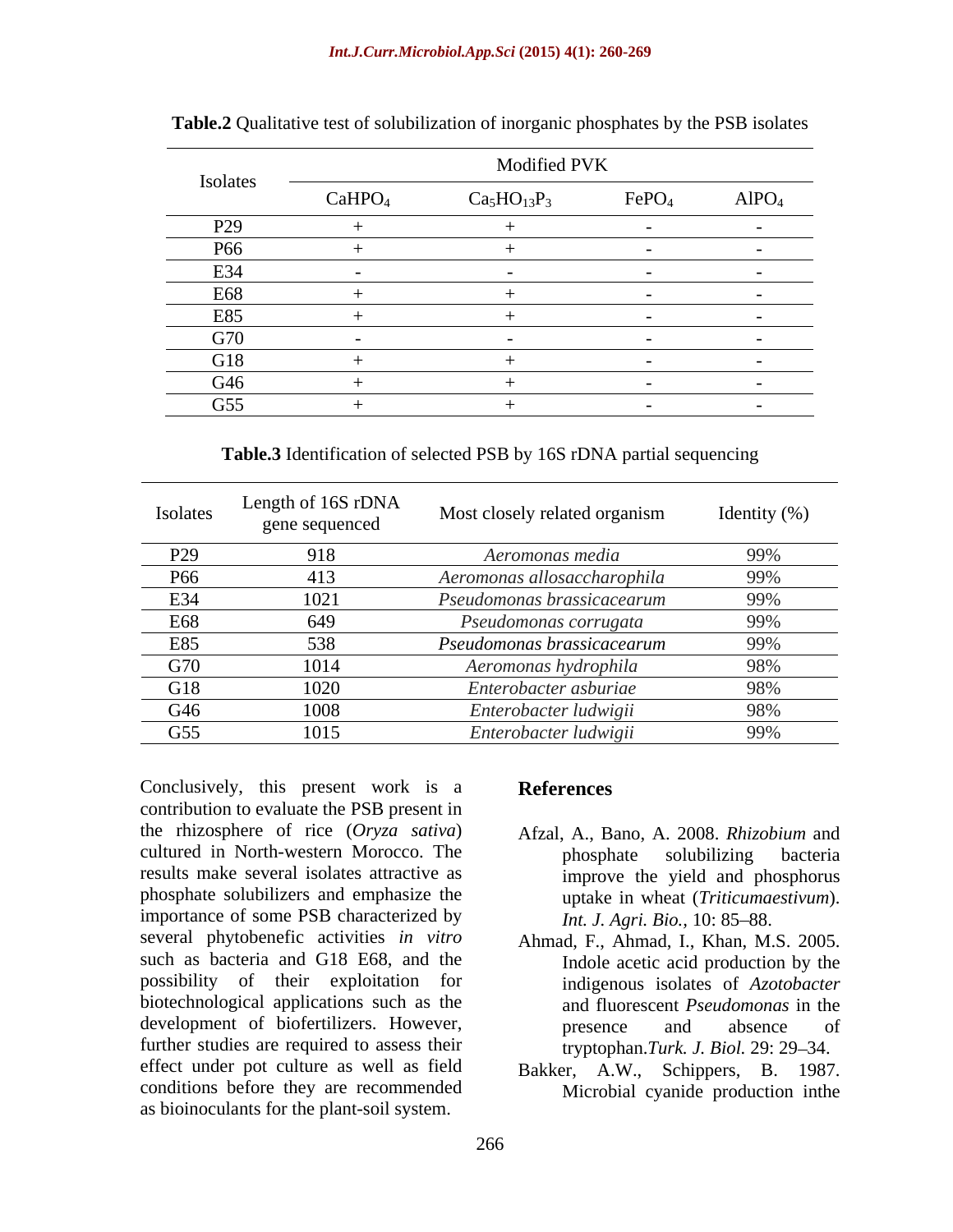**Table.2** Qualitative test of solubilization of inorganic phosphates by the PSB isolates

| Isolates | Modified PVK | | | |
|---|---|---|---|---|
| | $CaHPO_4$ | $Ca_5HO_{13}P_3$ | $FePO_4$ | $AlPO_4$ |
| P29 | + | + | - | - |
| P66 | + | + | - | - |
| E34 | - | - | - | - |
| E68 | + | + | - | - |
| E85 | + | + | - | - |
| G70 | - | - | - | - |
| G18 | + | + | - | - |
| G46 | + | + | - | - |
| G55 | + | + | - | - |

**Table.3** Identification of selected PSB by 16S rDNA partial sequencing

| Isolates | Length of 16S rDNA gene sequenced | Most closely related organism | Identity (%) |
|---|---|---|---|
| P29 | 918 | *Aeromonas media* | 99% |
| P66 | 413 | *Aeromonas allosaccharophila* | 99% |
| E34 | 1021 | *Pseudomonas brassicacearum* | 99% |
| E68 | 649 | *Pseudomonas corrugata* | 99% |
| E85 | 538 | *Pseudomonas brassicacearum* | 99% |
| G70 | 1014 | *Aeromonas hydrophila* | 98% |
| G18 | 1020 | *Enterobacter asburiae* | 98% |
| G46 | 1008 | *Enterobacter ludwigii* | 98% |
| G55 | 1015 | *Enterobacter ludwigii* | 99% |

Conclusively, this present work is a contribution to evaluate the PSB present in the rhizosphere of rice (*Oryza sativa*) cultured in North-western Morocco. The results make several isolates attractive as phosphate solubilizers and emphasize the importance of some PSB characterized by several phytobenefic activities *in vitro* such as bacteria and G18 E68, and the possibility of their exploitation for biotechnological applications such as the development of biofertilizers. However, further studies are required to assess their effect under pot culture as well as field conditions before they are recommended as bioinoculants for the plant-soil system.

## References

Afzal, A., Bano, A. 2008. *Rhizobium* and phosphate solubilizing bacteria improve the yield and phosphorus uptake in wheat (*Triticumaestivum*). *Int. J. Agri. Bio.,* 10: 85–88.

Ahmad, F., Ahmad, I., Khan, M.S. 2005. Indole acetic acid production by the indigenous isolates of *Azotobacter* and fluorescent *Pseudomonas* in the presence and absence of tryptophan.*Turk. J. Biol.* 29: 29–34.

Bakker, A.W., Schippers, B. 1987. Microbial cyanide production inthe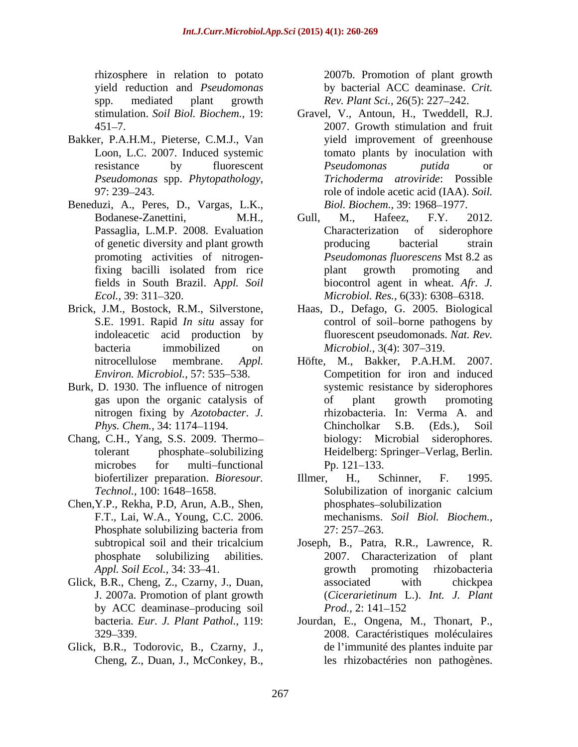rhizosphere in relation to potato yield reduction and *Pseudomonas* spp. mediated plant growth stimulation. *Soil Biol. Biochem.,* 19: 451–7.

Bakker, P.A.H.M., Pieterse, C.M.J., Van Loon, L.C. 2007. Induced systemic resistance by fluorescent *Pseudomonas* spp. *Phytopathology,* 97: 239–243.

Beneduzi, A., Peres, D., Vargas, L.K., Bodanese-Zanettini, M.H., Passaglia, L.M.P. 2008. Evaluation of genetic diversity and plant growth promoting activities of nitrogen-fixing bacilli isolated from rice fields in South Brazil. A*ppl. Soil Ecol.,* 39: 311–320.

Brick, J.M., Bostock, R.M., Silverstone, S.E. 1991. Rapid *In situ* assay for indoleacetic acid production by bacteria immobilized on nitrocellulose membrane. *Appl. Environ. Microbiol.,* 57: 535–538.

Burk, D. 1930. The influence of nitrogen gas upon the organic catalysis of nitrogen fixing by *Azotobacter*. *J. Phys. Chem.,* 34: 1174–1194.

Chang, C.H., Yang, S.S. 2009. Thermo–tolerant phosphate–solubilizing microbes for multi–functional biofertilizer preparation. *Bioresour. Technol.,* 100: 1648–1658.

Chen,Y.P., Rekha, P.D, Arun, A.B., Shen, F.T., Lai, W.A., Young, C.C. 2006. Phosphate solubilizing bacteria from subtropical soil and their tricalcium phosphate solubilizing abilities. *Appl. Soil Ecol.,* 34: 33–41.

Glick, B.R., Cheng, Z., Czarny, J., Duan, J. 2007a. Promotion of plant growth by ACC deaminase–producing soil bacteria. *Eur. J. Plant Pathol.,* 119: 329–339.

Glick, B.R., Todorovic, B., Czarny, J., Cheng, Z., Duan, J., McConkey, B., 2007b. Promotion of plant growth by bacterial ACC deaminase. *Crit. Rev. Plant Sci.,* 26(5): 227–242.

Gravel, V., Antoun, H., Tweddell, R.J. 2007. Growth stimulation and fruit yield improvement of greenhouse tomato plants by inoculation with *Pseudomonas putida* or *Trichoderma atroviride*: Possible role of indole acetic acid (IAA). *Soil. Biol. Biochem.,* 39: 1968–1977.

Gull, M., Hafeez, F.Y. 2012. Characterization of siderophore producing bacterial strain *Pseudomonas fluorescens* Mst 8.2 as plant growth promoting and biocontrol agent in wheat. *Afr. J. Microbiol. Res.,* 6(33): 6308–6318.

Haas, D., Defago, G. 2005. Biological control of soil–borne pathogens by fluorescent pseudomonads. *Nat. Rev. Microbiol.,* 3(4): 307–319.

Höfte, M., Bakker, P.A.H.M. 2007. Competition for iron and induced systemic resistance by siderophores of plant growth promoting rhizobacteria. In: Verma A. and Chincholkar S.B. (Eds.), Soil biology: Microbial siderophores. Heidelberg: Springer–Verlag, Berlin. Pp. 121–133.

Illmer, H., Schinner, F. 1995. Solubilization of inorganic calcium phosphates–solubilization mechanisms. *Soil Biol. Biochem.,* 27: 257–263.

Joseph, B., Patra, R.R., Lawrence, R. 2007. Characterization of plant growth promoting rhizobacteria associated with chickpea (*Cicerarietinum* L.). *Int. J. Plant Prod.,* 2: 141–152

Jourdan, E., Ongena, M., Thonart, P., 2008. Caractéristiques moléculaires de l'immunité des plantes induite par les rhizobactéries non pathogènes.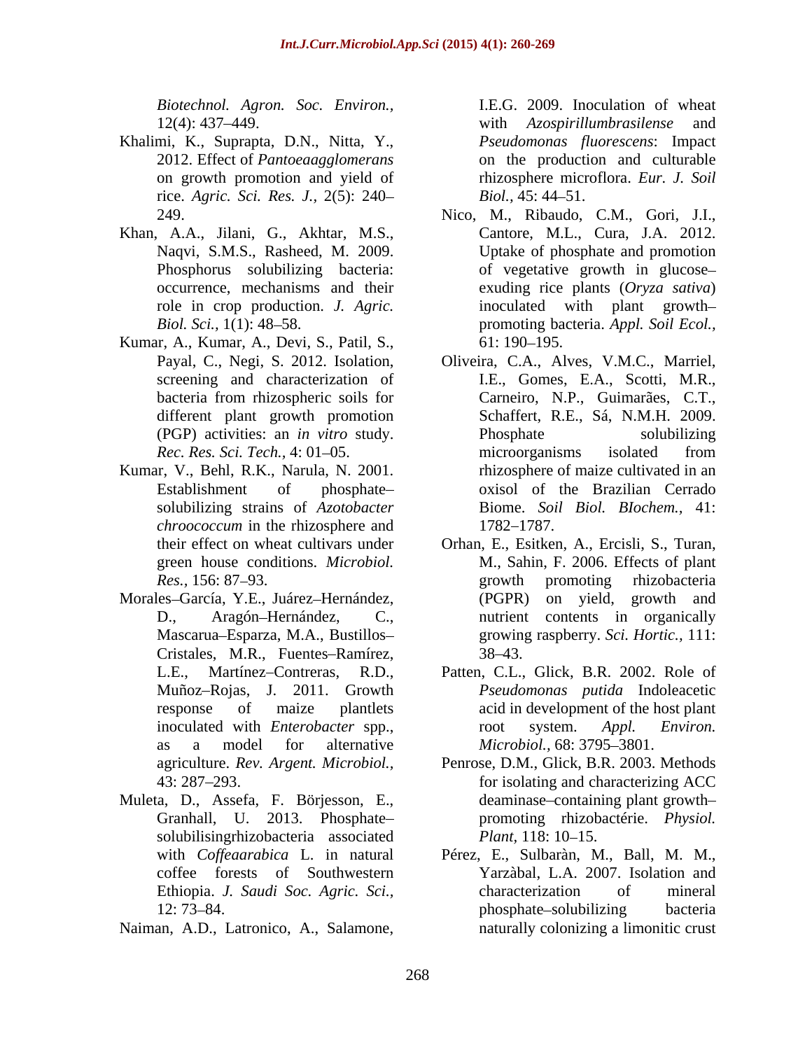*Biotechnol. Agron. Soc. Environ.,* 12(4): 437–449.

Khalimi, K., Suprapta, D.N., Nitta, Y., 2012. Effect of *Pantoeaagglomerans* on growth promotion and yield of rice. *Agric. Sci. Res. J.,* 2(5): 240–249.

Khan, A.A., Jilani, G., Akhtar, M.S., Naqvi, S.M.S., Rasheed, M. 2009. Phosphorus solubilizing bacteria: occurrence, mechanisms and their role in crop production. *J. Agric. Biol. Sci.,* 1(1): 48–58.

Kumar, A., Kumar, A., Devi, S., Patil, S., Payal, C., Negi, S. 2012. Isolation, screening and characterization of bacteria from rhizospheric soils for different plant growth promotion (PGP) activities: an *in vitro* study. *Rec. Res. Sci. Tech.,* 4: 01–05.

Kumar, V., Behl, R.K., Narula, N. 2001. Establishment of phosphate–solubilizing strains of *Azotobacter chroococcum* in the rhizosphere and their effect on wheat cultivars under green house conditions. *Microbiol. Res.,* 156: 87–93.

Morales–García, Y.E., Juárez–Hernández, D., Aragón–Hernández, C., Mascarua–Esparza, M.A., Bustillos–Cristales, M.R., Fuentes–Ramírez, L.E., Martínez–Contreras, R.D., Muñoz–Rojas, J. 2011. Growth response of maize plantlets inoculated with *Enterobacter* spp., as a model for alternative agriculture. *Rev. Argent. Microbiol.,* 43: 287–293.

Muleta, D., Assefa, F. Börjesson, E., Granhall, U. 2013. Phosphate–solubilisingrhizobacteria associated with *Coffeaarabica* L. in natural coffee forests of Southwestern Ethiopia. *J. Saudi Soc. Agric. Sci.,* 12: 73–84.

Naiman, A.D., Latronico, A., Salamone, I.E.G. 2009. Inoculation of wheat with *Azospirillumbrasilense* and *Pseudomonas fluorescens*: Impact on the production and culturable rhizosphere microflora. *Eur. J. Soil Biol.,* 45: 44–51.

Nico, M., Ribaudo, C.M., Gori, J.I., Cantore, M.L., Cura, J.A. 2012. Uptake of phosphate and promotion of vegetative growth in glucose–exuding rice plants (*Oryza sativa*) inoculated with plant growth–promoting bacteria. *Appl. Soil Ecol.,* 61: 190–195.

Oliveira, C.A., Alves, V.M.C., Marriel, I.E., Gomes, E.A., Scotti, M.R., Carneiro, N.P., Guimarães, C.T., Schaffert, R.E., Sá, N.M.H. 2009. Phosphate solubilizing microorganisms isolated from rhizosphere of maize cultivated in an oxisol of the Brazilian Cerrado Biome. *Soil Biol. BIochem.,* 41: 1782–1787.

Orhan, E., Esitken, A., Ercisli, S., Turan, M., Sahin, F. 2006. Effects of plant growth promoting rhizobacteria (PGPR) on yield, growth and nutrient contents in organically growing raspberry. *Sci. Hortic.,* 111: 38–43.

Patten, C.L., Glick, B.R. 2002. Role of *Pseudomonas putida* Indoleacetic acid in development of the host plant root system. *Appl. Environ. Microbiol.,* 68: 3795–3801.

Penrose, D.M., Glick, B.R. 2003. Methods for isolating and characterizing ACC deaminase–containing plant growth–promoting rhizobactérie. *Physiol. Plant,* 118: 10–15.

Pérez, E., Sulbaràn, M., Ball, M. M., Yarzàbal, L.A. 2007. Isolation and characterization of mineral phosphate–solubilizing bacteria naturally colonizing a limonitic crust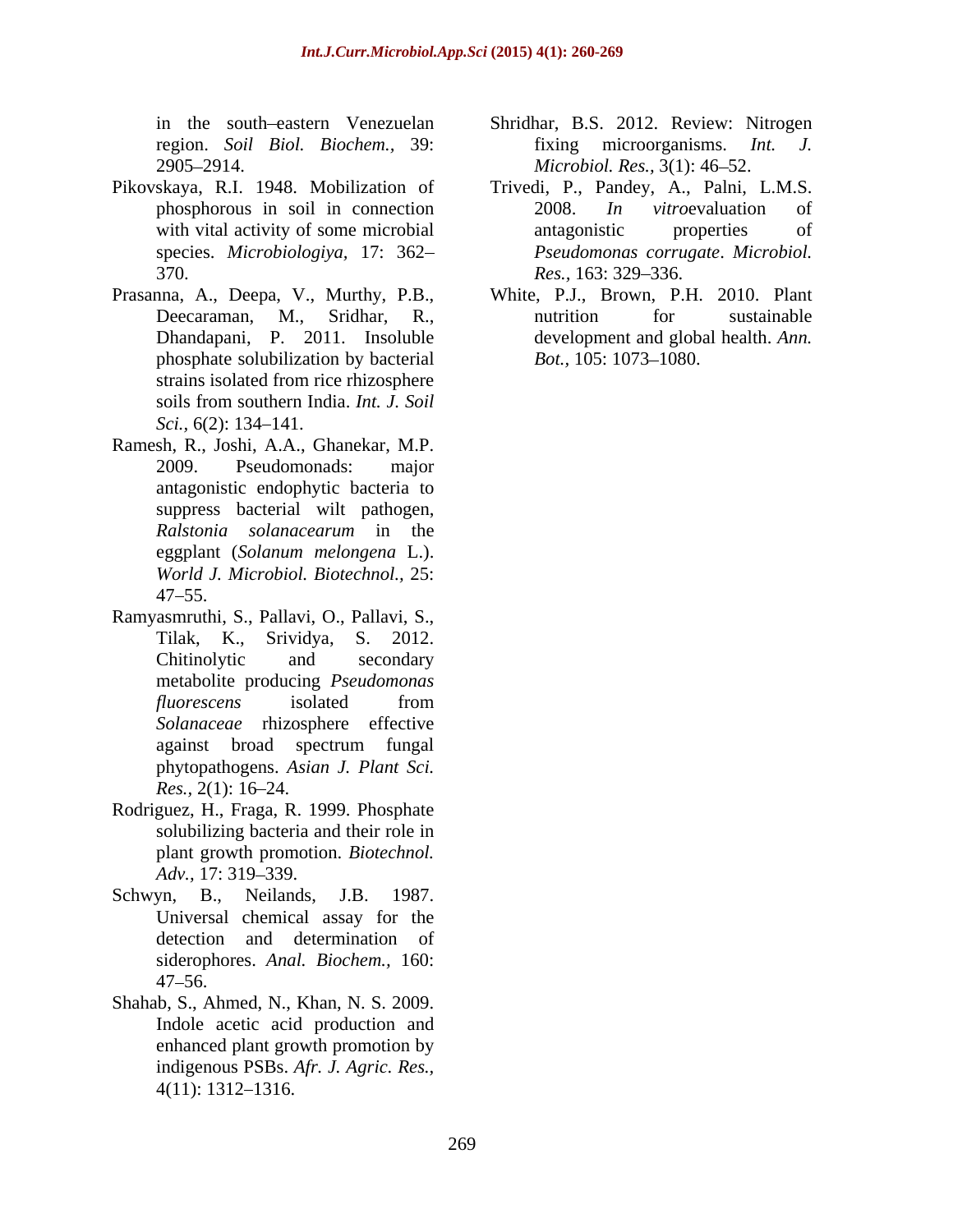in the south–eastern Venezuelan region. *Soil Biol. Biochem.,* 39: 2905–2914.

Pikovskaya, R.I. 1948. Mobilization of phosphorous in soil in connection with vital activity of some microbial species. *Microbiologiya,* 17: 362–370.

Prasanna, A., Deepa, V., Murthy, P.B., Deecaraman, M., Sridhar, R., Dhandapani, P. 2011. Insoluble phosphate solubilization by bacterial strains isolated from rice rhizosphere soils from southern India. *Int. J. Soil Sci.,* 6(2): 134–141.

Ramesh, R., Joshi, A.A., Ghanekar, M.P. 2009. Pseudomonads: major antagonistic endophytic bacteria to suppress bacterial wilt pathogen, *Ralstonia solanacearum* in the eggplant (*Solanum melongena* L.). *World J. Microbiol. Biotechnol.,* 25: 47–55.

Ramyasmruthi, S., Pallavi, O., Pallavi, S., Tilak, K., Srividya, S. 2012. Chitinolytic and secondary metabolite producing *Pseudomonas fluorescens* isolated from *Solanaceae* rhizosphere effective against broad spectrum fungal phytopathogens. *Asian J. Plant Sci. Res.,* 2(1): 16–24.

Rodriguez, H., Fraga, R. 1999. Phosphate solubilizing bacteria and their role in plant growth promotion. *Biotechnol. Adv.,* 17: 319–339.

Schwyn, B., Neilands, J.B. 1987. Universal chemical assay for the detection and determination of siderophores. *Anal. Biochem.,* 160: 47–56.

Shahab, S., Ahmed, N., Khan, N. S. 2009. Indole acetic acid production and enhanced plant growth promotion by indigenous PSBs. *Afr. J. Agric. Res.,* 4(11): 1312–1316.

Shridhar, B.S. 2012. Review: Nitrogen fixing microorganisms. *Int. J. Microbiol. Res.,* 3(1): 46–52.

Trivedi, P., Pandey, A., Palni, L.M.S. 2008. *In vitro*evaluation of antagonistic properties of *Pseudomonas corrugate*. *Microbiol. Res.,* 163: 329–336.

White, P.J., Brown, P.H. 2010. Plant nutrition for sustainable development and global health. *Ann. Bot.,* 105: 1073–1080.